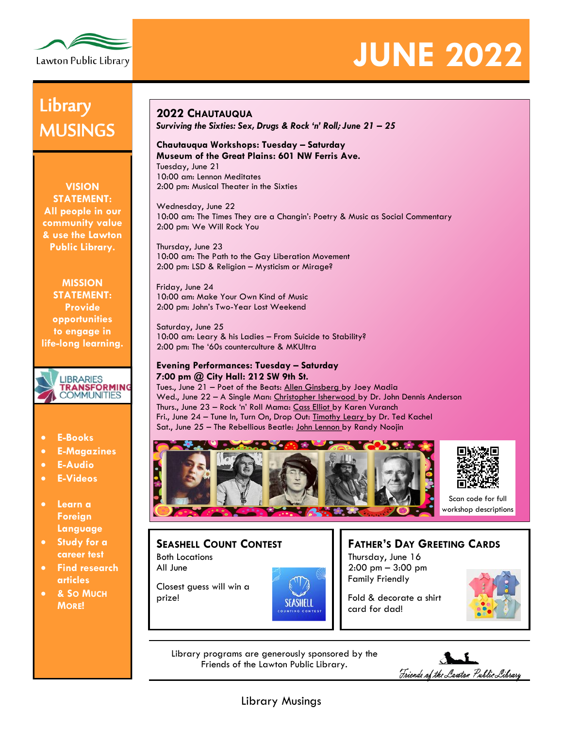Lawton Public Library

# JUNE 2022

## Library MUSINGS

**VISION STATEMENT:** All people in our community value & use the Lawton Public Library.

**MISSION STATEMENT:** Provide opportunities to engage in life-long learning.

LIBRARIES TRANSFORMING COMMUNITIES

- E-Books
- E-Magazines
- E-Audio
- E-Videos

- Learn a Foreign Language
- Study for a career test
- Find research articles
- & So Much More!

## 2022 Chautauqua

***Surviving the Sixties: Sex, Drugs & Rock 'n' Roll; June 21 – 25***

**Chautauqua Workshops: Tuesday – Saturday**
**Museum of the Great Plains: 601 NW Ferris Ave.**

Tuesday, June 21
10:00 am: Lennon Meditates
2:00 pm: Musical Theater in the Sixties

Wednesday, June 22
10:00 am: The Times They are a Changin': Poetry & Music as Social Commentary
2:00 pm: We Will Rock You

Thursday, June 23
10:00 am: The Path to the Gay Liberation Movement
2:00 pm: LSD & Religion – Mysticism or Mirage?

Friday, June 24
10:00 am: Make Your Own Kind of Music
2:00 pm: John's Two-Year Lost Weekend

Saturday, June 25
10:00 am: Leary & his Ladies – From Suicide to Stability?
2:00 pm: The '60s counterculture & MKUltra

**Evening Performances: Tuesday – Saturday**
**7:00 pm @ City Hall: 212 SW 9th St.**

Tues., June 21 – Poet of the Beats: Allen Ginsberg by Joey Madia
Wed., June 22 – A Single Man: Christopher Isherwood by Dr. John Dennis Anderson
Thurs., June 23 – Rock 'n' Roll Mama: Cass Elliot by Karen Vuranch
Fri., June 24 – Tune In, Turn On, Drop Out: Timothy Leary by Dr. Ted Kachel
Sat., June 25 – The Rebellious Beatle: John Lennon by Randy Noojin

Scan code for full workshop descriptions

## Seashell Count Contest

Both Locations
All June

Closest guess will win a prize!

## Father's Day Greeting Cards

Thursday, June 16
2:00 pm – 3:00 pm
Family Friendly

Fold & decorate a shirt card for dad!

Library programs are generously sponsored by the Friends of the Lawton Public Library.

Friends of the Lawton Public Library

Library Musings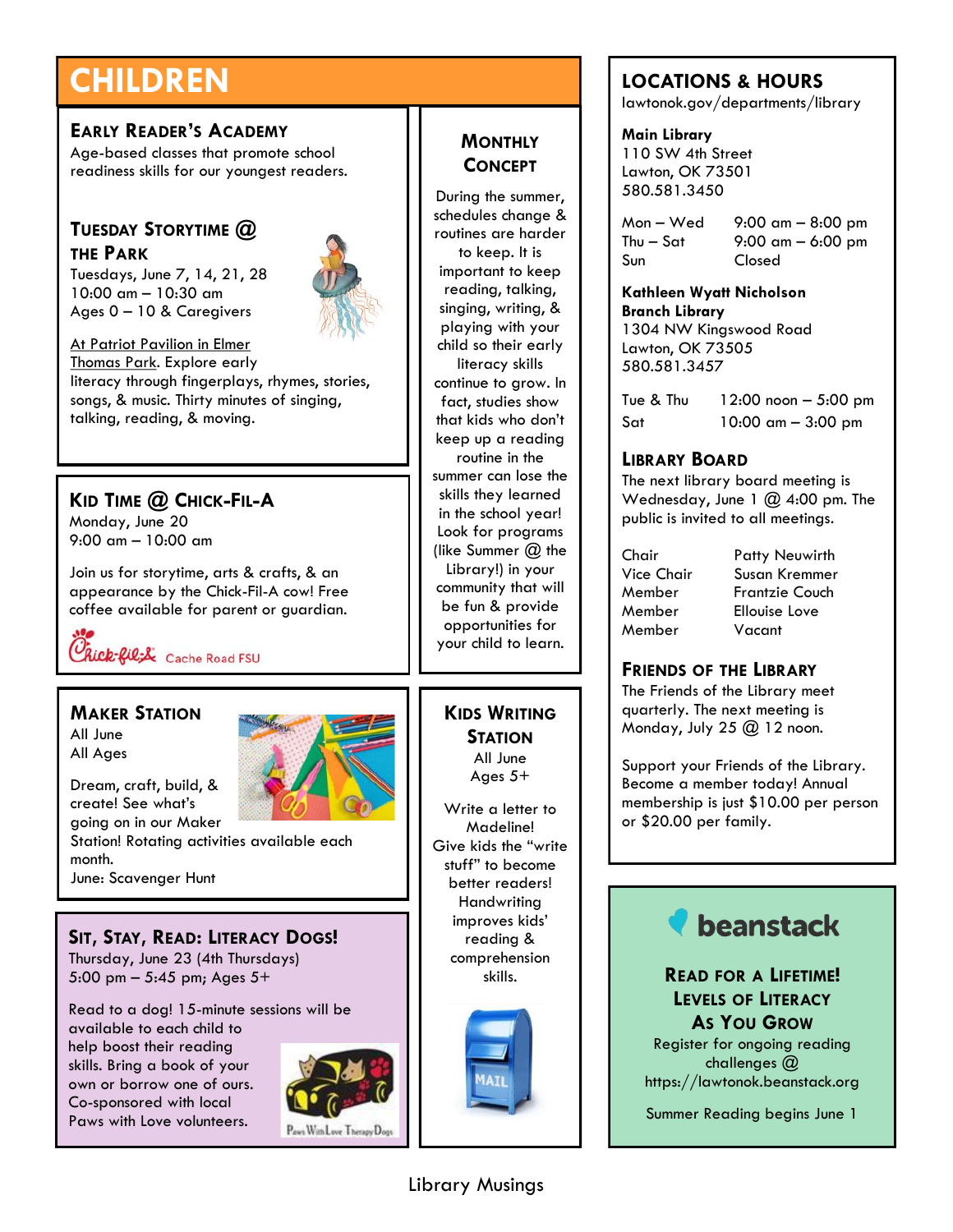# CHILDREN

## Early Reader's Academy

Age-based classes that promote school readiness skills for our youngest readers.

## Tuesday Storytime @ the Park

Tuesdays, June 7, 14, 21, 28
10:00 am – 10:30 am
Ages 0 – 10 & Caregivers

At Patriot Pavilion in Elmer Thomas Park. Explore early literacy through fingerplays, rhymes, stories, songs, & music. Thirty minutes of singing, talking, reading, & moving.

## Kid Time @ Chick-Fil-A

Monday, June 20
9:00 am – 10:00 am

Join us for storytime, arts & crafts, & an appearance by the Chick-Fil-A cow! Free coffee available for parent or guardian.

Chick-fil-A Cache Road FSU

## Maker Station

All June
All Ages

Dream, craft, build, & create! See what's going on in our Maker Station! Rotating activities available each month.
June: Scavenger Hunt

## Sit, Stay, Read: Literacy Dogs!

Thursday, June 23 (4th Thursdays)
5:00 pm – 5:45 pm; Ages 5+

Read to a dog! 15-minute sessions will be available to each child to help boost their reading skills. Bring a book of your own or borrow one of ours. Co-sponsored with local Paws with Love volunteers.

## Monthly Concept

During the summer, schedules change & routines are harder to keep. It is important to keep reading, talking, singing, writing, & playing with your child so their early literacy skills continue to grow. In fact, studies show that kids who don't keep up a reading routine in the summer can lose the skills they learned in the school year! Look for programs (like Summer @ the Library!) in your community that will be fun & provide opportunities for your child to learn.

## Kids Writing Station

All June
Ages 5+

Write a letter to Madeline! Give kids the "write stuff" to become better readers! Handwriting improves kids' reading & comprehension skills.

## Locations & Hours

lawtonok.gov/departments/library

**Main Library**
110 SW 4th Street
Lawton, OK 73501
580.581.3450

| | |
|---|---|
| Mon – Wed | 9:00 am – 8:00 pm |
| Thu – Sat | 9:00 am – 6:00 pm |
| Sun | Closed |

**Kathleen Wyatt Nicholson Branch Library**
1304 NW Kingswood Road
Lawton, OK 73505
580.581.3457

| | |
|---|---|
| Tue & Thu | 12:00 noon – 5:00 pm |
| Sat | 10:00 am – 3:00 pm |

## Library Board

The next library board meeting is Wednesday, June 1 @ 4:00 pm. The public is invited to all meetings.

| | |
|---|---|
| Chair | Patty Neuwirth |
| Vice Chair | Susan Kremmer |
| Member | Frantzie Couch |
| Member | Ellouise Love |
| Member | Vacant |

## Friends of the Library

The Friends of the Library meet quarterly. The next meeting is Monday, July 25 @ 12 noon.

Support your Friends of the Library. Become a member today! Annual membership is just $10.00 per person or $20.00 per family.

## beanstack

**Read for a Lifetime! Levels of Literacy As You Grow**

Register for ongoing reading challenges @ https://lawtonok.beanstack.org

Summer Reading begins June 1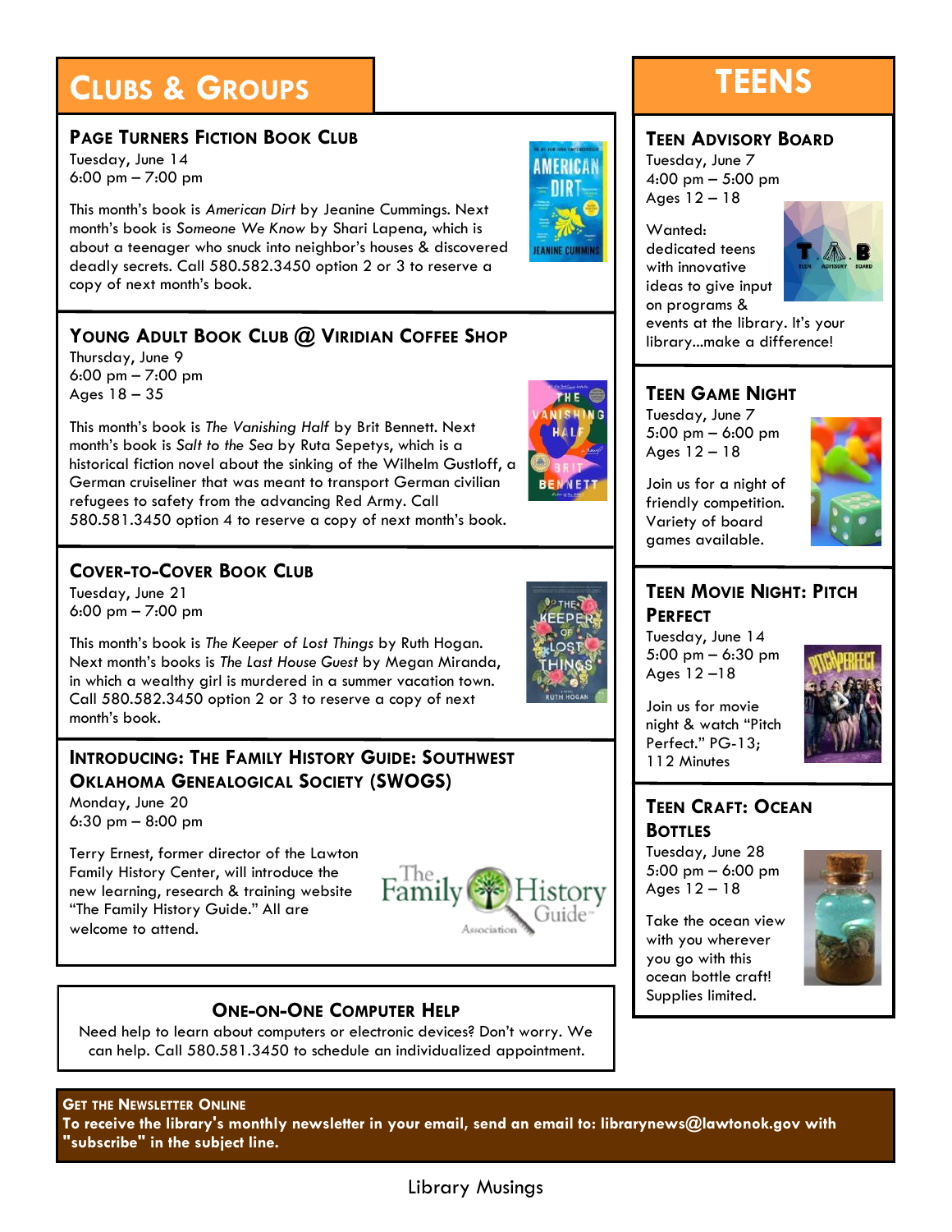# Clubs & Groups

## Page Turners Fiction Book Club

Tuesday, June 14
6:00 pm – 7:00 pm

This month's book is *American Dirt* by Jeanine Cummings. Next month's book is *Someone We Know* by Shari Lapena, which is about a teenager who snuck into neighbor's houses & discovered deadly secrets. Call 580.582.3450 option 2 or 3 to reserve a copy of next month's book.

## Young Adult Book Club @ Viridian Coffee Shop

Thursday, June 9
6:00 pm – 7:00 pm
Ages 18 – 35

This month's book is *The Vanishing Half* by Brit Bennett. Next month's book is *Salt to the Sea* by Ruta Sepetys, which is a historical fiction novel about the sinking of the Wilhelm Gustloff, a German cruiseliner that was meant to transport German civilian refugees to safety from the advancing Red Army. Call 580.581.3450 option 4 to reserve a copy of next month's book.

## Cover-to-Cover Book Club

Tuesday, June 21
6:00 pm – 7:00 pm

This month's book is *The Keeper of Lost Things* by Ruth Hogan. Next month's books is *The Last House Guest* by Megan Miranda, in which a wealthy girl is murdered in a summer vacation town. Call 580.582.3450 option 2 or 3 to reserve a copy of next month's book.

## Introducing: The Family History Guide: Southwest Oklahoma Genealogical Society (SWOGS)

Monday, June 20
6:30 pm – 8:00 pm

Terry Ernest, former director of the Lawton Family History Center, will introduce the new learning, research & training website "The Family History Guide." All are welcome to attend.

## One-on-One Computer Help

Need help to learn about computers or electronic devices? Don't worry. We can help. Call 580.581.3450 to schedule an individualized appointment.

# Teens

## Teen Advisory Board

Tuesday, June 7
4:00 pm – 5:00 pm
Ages 12 – 18

Wanted: dedicated teens with innovative ideas to give input on programs & events at the library. It's your library...make a difference!

## Teen Game Night

Tuesday, June 7
5:00 pm – 6:00 pm
Ages 12 – 18

Join us for a night of friendly competition. Variety of board games available.

## Teen Movie Night: Pitch Perfect

Tuesday, June 14
5:00 pm – 6:30 pm
Ages 12 –18

Join us for movie night & watch "Pitch Perfect." PG-13; 112 Minutes

## Teen Craft: Ocean Bottles

Tuesday, June 28
5:00 pm – 6:00 pm
Ages 12 – 18

Take the ocean view with you wherever you go with this ocean bottle craft! Supplies limited.

**Get the Newsletter Online**

**To receive the library's monthly newsletter in your email, send an email to: librarynews@lawtonok.gov with "subscribe" in the subject line.**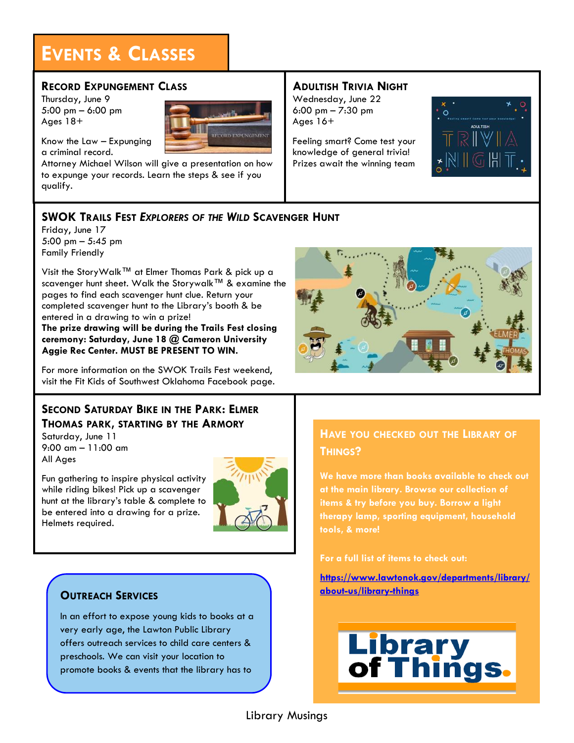# Events & Classes

## Record Expungement Class

Thursday, June 9
5:00 pm – 6:00 pm
Ages 18+

Know the Law – Expunging a criminal record.
Attorney Michael Wilson will give a presentation on how to expunge your records. Learn the steps & see if you qualify.

## Adultish Trivia Night

Wednesday, June 22
6:00 pm – 7:30 pm
Ages 16+

Feeling smart? Come test your knowledge of general trivia! Prizes await the winning team

## SWOK Trails Fest *Explorers of the Wild* Scavenger Hunt

Friday, June 17
5:00 pm – 5:45 pm
Family Friendly

Visit the StoryWalk™ at Elmer Thomas Park & pick up a scavenger hunt sheet. Walk the Storywalk™ & examine the pages to find each scavenger hunt clue. Return your completed scavenger hunt to the Library's booth & be entered in a drawing to win a prize!
**The prize drawing will be during the Trails Fest closing ceremony: Saturday, June 18 @ Cameron University Aggie Rec Center. MUST BE PRESENT TO WIN.**

For more information on the SWOK Trails Fest weekend, visit the Fit Kids of Southwest Oklahoma Facebook page.

## Second Saturday Bike in the Park: Elmer Thomas Park, starting by the Armory

Saturday, June 11
9:00 am – 11:00 am
All Ages

Fun gathering to inspire physical activity while riding bikes! Pick up a scavenger hunt at the library's table & complete to be entered into a drawing for a prize. Helmets required.

## Outreach Services

In an effort to expose young kids to books at a very early age, the Lawton Public Library offers outreach services to child care centers & preschools. We can visit your location to promote books & events that the library has to

## Have you checked out the Library of Things?

**We have more than books available to check out at the main library. Browse our collection of items & try before you buy. Borrow a light therapy lamp, sporting equipment, household tools, & more!**

**For a full list of items to check out:**

**https://www.lawtonok.gov/departments/library/about-us/library-things**

Library of Things.

Library Musings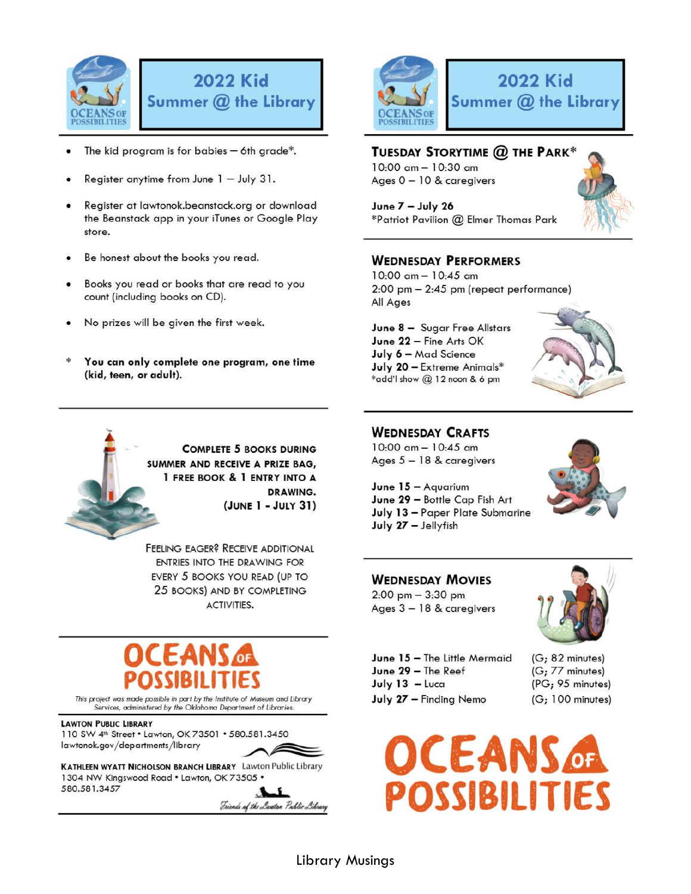# 2022 Kid Summer @ the Library

- The kid program is for babies – 6th grade*.
- Register anytime from June 1 – July 31.
- Register at lawtonok.beanstack.org or download the Beanstack app in your iTunes or Google Play store.
- Be honest about the books you read.
- Books you read or books that are read to you count (including books on CD).
- No prizes will be given the first week.

\* **You can only complete one program, one time (kid, teen, or adult).**

**COMPLETE 5 BOOKS DURING SUMMER AND RECEIVE A PRIZE BAG, 1 FREE BOOK & 1 ENTRY INTO A DRAWING. (JUNE 1 - JULY 31)**

FEELING EAGER? RECEIVE ADDITIONAL ENTRIES INTO THE DRAWING FOR EVERY 5 BOOKS YOU READ (UP TO 25 BOOKS) AND BY COMPLETING ACTIVITIES.

OCEANS OF POSSIBILITIES

*This project was made possible in part by the Institute of Museum and Library Services, administered by the Oklahoma Department of Libraries.*

**LAWTON PUBLIC LIBRARY**
110 SW 4th Street • Lawton, OK 73501 • 580.581.3450
lawtonok.gov/departments/library

**KATHLEEN WYATT NICHOLSON BRANCH LIBRARY** Lawton Public Library
1304 NW Kingswood Road • Lawton, OK 73505 •
580.581.3457

*Friends of the Lawton Public Library*

# 2022 Kid Summer @ the Library

## TUESDAY STORYTIME @ THE PARK*

10:00 am – 10:30 am
Ages 0 – 10 & caregivers

**June 7 – July 26**
*Patriot Pavilion @ Elmer Thomas Park

## WEDNESDAY PERFORMERS

10:00 am – 10:45 am
2:00 pm – 2:45 pm (repeat performance)
All Ages

**June 8 –** Sugar Free Allstars
**June 22 –** Fine Arts OK
**July 6 –** Mad Science
**July 20 –** Extreme Animals*
*add'l show @ 12 noon & 6 pm

## WEDNESDAY CRAFTS

10:00 am – 10:45 am
Ages 5 – 18 & caregivers

**June 15 –** Aquarium
**June 29 –** Bottle Cap Fish Art
**July 13 –** Paper Plate Submarine
**July 27 –** Jellyfish

## WEDNESDAY MOVIES

2:00 pm – 3:30 pm
Ages 3 – 18 & caregivers

| Date | Movie | Rating |
|---|---|---|
| **June 15 –** | The Little Mermaid | (G; 82 minutes) |
| **June 29 –** | The Reef | (G; 77 minutes) |
| **July 13 –** | Luca | (PG; 95 minutes) |
| **July 27 –** | Finding Nemo | (G; 100 minutes) |

OCEANS OF POSSIBILITIES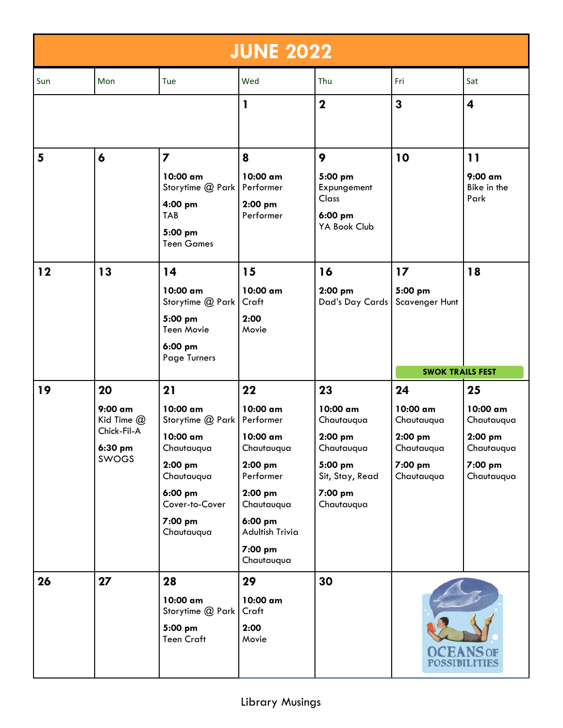# JUNE 2022

| Sun | Mon | Tue | Wed | Thu | Fri | Sat |
|---|---|---|---|---|---|---|
| | | | **1** | **2** | **3** | **4** |
| **5** | **6** | **7**<br>**10:00 am** Storytime @ Park<br>**4:00 pm** TAB<br>**5:00 pm** Teen Games | **8**<br>**10:00 am** Performer<br>**2:00 pm** Performer | **9**<br>**5:00 pm** Expungement Class<br>**6:00 pm** YA Book Club | **10** | **11**<br>**9:00 am** Bike in the Park |
| **12** | **13** | **14**<br>**10:00 am** Storytime @ Park<br>**5:00 pm** Teen Movie<br>**6:00 pm** Page Turners | **15**<br>**10:00 am** Craft<br>**2:00** Movie | **16**<br>**2:00 pm** Dad's Day Cards | **17**<br>**5:00 pm** Scavenger Hunt<br>**SWOK TRAILS FEST** | **18**<br>**SWOK TRAILS FEST** |
| **19** | **20**<br>**9:00 am** Kid Time @ Chick-Fil-A<br>**6:30 pm** SWOGS | **21**<br>**10:00 am** Storytime @ Park<br>**10:00 am** Chautauqua<br>**2:00 pm** Chautauqua<br>**6:00 pm** Cover-to-Cover<br>**7:00 pm** Chautauqua | **22**<br>**10:00 am** Performer<br>**10:00 am** Chautauqua<br>**2:00 pm** Performer<br>**2:00 pm** Chautauqua<br>**6:00 pm** Adultish Trivia<br>**7:00 pm** Chautauqua | **23**<br>**10:00 am** Chautauqua<br>**2:00 pm** Chautauqua<br>**5:00 pm** Sit, Stay, Read<br>**7:00 pm** Chautauqua | **24**<br>**10:00 am** Chautauqua<br>**2:00 pm** Chautauqua<br>**7:00 pm** Chautauqua | **25**<br>**10:00 am** Chautauqua<br>**2:00 pm** Chautauqua<br>**7:00 pm** Chautauqua |
| **26** | **27** | **28**<br>**10:00 am** Storytime @ Park<br>**5:00 pm** Teen Craft | **29**<br>**10:00 am** Craft<br>**2:00** Movie | **30** | OCEANS OF POSSIBILITIES | |

Library Musings